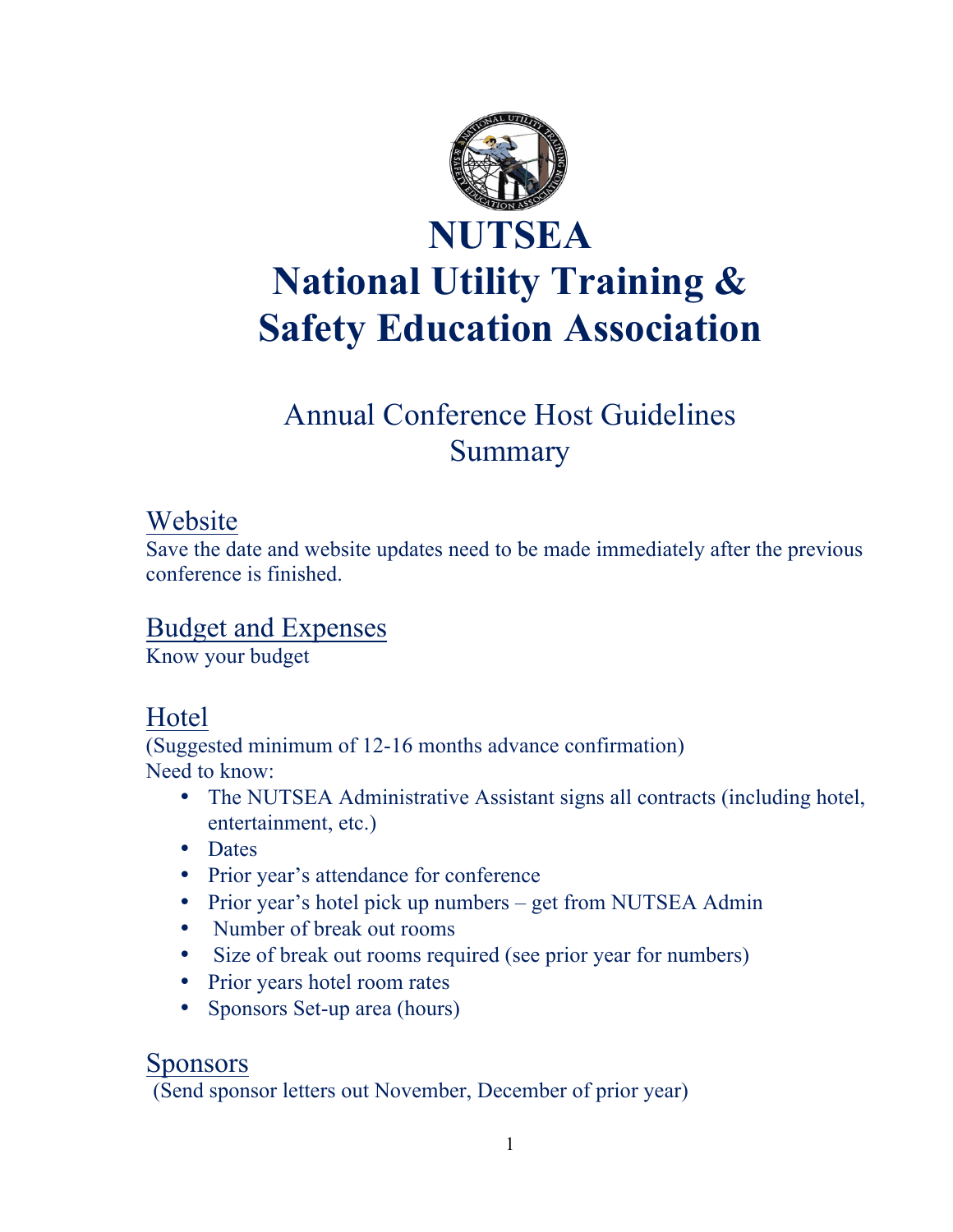# NUTSEA
# National Utility Training & Safety Education Association

## Annual Conference Host Guidelines Summary

### Website

Save the date and website updates need to be made immediately after the previous conference is finished.

### Budget and Expenses

Know your budget

### Hotel

(Suggested minimum of 12-16 months advance confirmation)
Need to know:

- The NUTSEA Administrative Assistant signs all contracts (including hotel, entertainment, etc.)
- Dates
- Prior year's attendance for conference
- Prior year's hotel pick up numbers – get from NUTSEA Admin
- Number of break out rooms
- Size of break out rooms required (see prior year for numbers)
- Prior years hotel room rates
- Sponsors Set-up area (hours)

### Sponsors

(Send sponsor letters out November, December of prior year)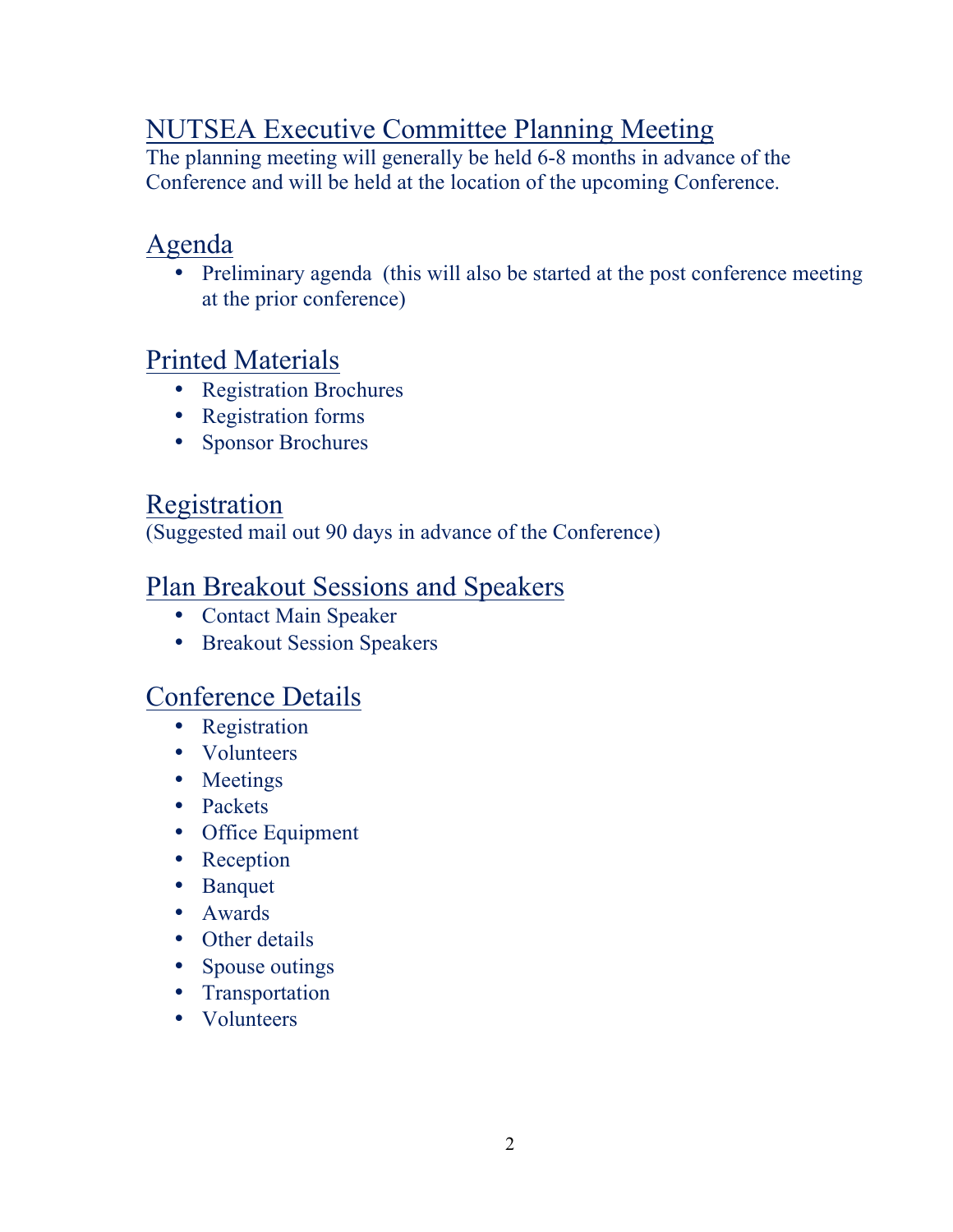## NUTSEA Executive Committee Planning Meeting

The planning meeting will generally be held 6-8 months in advance of the Conference and will be held at the location of the upcoming Conference.

## Agenda

- Preliminary agenda (this will also be started at the post conference meeting at the prior conference)

## Printed Materials

- Registration Brochures
- Registration forms
- Sponsor Brochures

## Registration

(Suggested mail out 90 days in advance of the Conference)

## Plan Breakout Sessions and Speakers

- Contact Main Speaker
- Breakout Session Speakers

## Conference Details

- Registration
- Volunteers
- Meetings
- Packets
- Office Equipment
- Reception
- Banquet
- Awards
- Other details
- Spouse outings
- Transportation
- Volunteers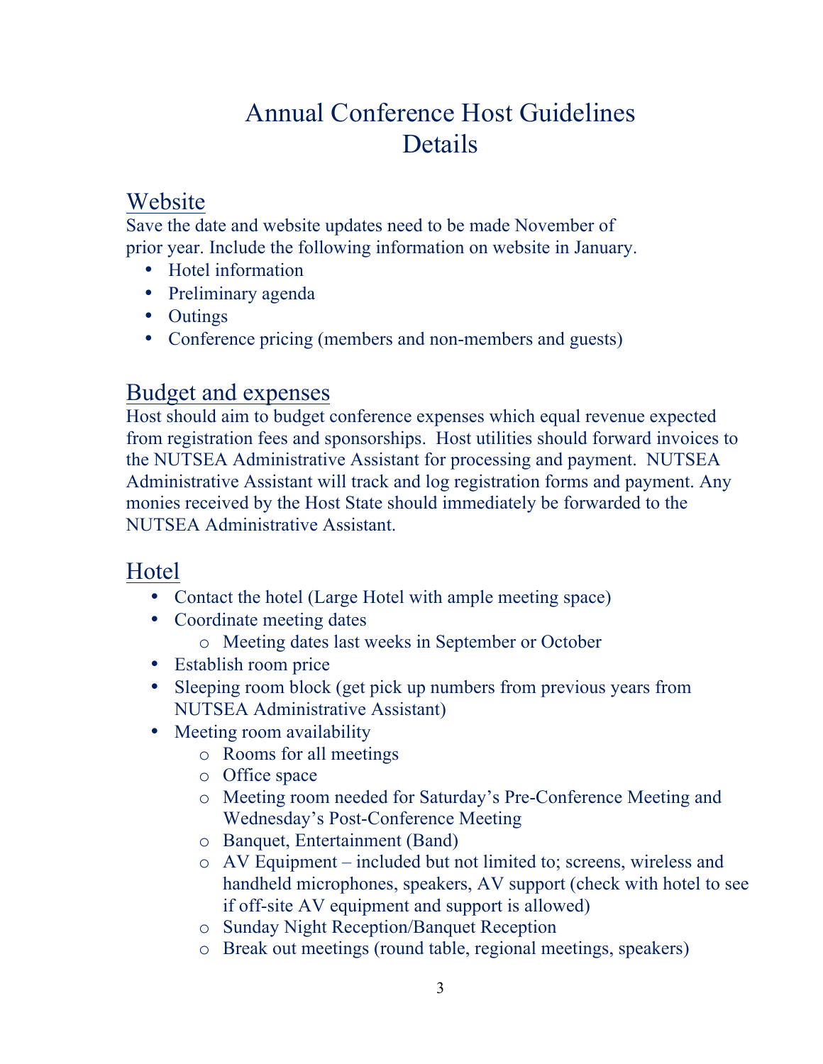# Annual Conference Host Guidelines Details

## Website

Save the date and website updates need to be made November of prior year. Include the following information on website in January.

- Hotel information
- Preliminary agenda
- Outings
- Conference pricing (members and non-members and guests)

## Budget and expenses

Host should aim to budget conference expenses which equal revenue expected from registration fees and sponsorships. Host utilities should forward invoices to the NUTSEA Administrative Assistant for processing and payment. NUTSEA Administrative Assistant will track and log registration forms and payment. Any monies received by the Host State should immediately be forwarded to the NUTSEA Administrative Assistant.

## Hotel

- Contact the hotel (Large Hotel with ample meeting space)
- Coordinate meeting dates
  - Meeting dates last weeks in September or October
- Establish room price
- Sleeping room block (get pick up numbers from previous years from NUTSEA Administrative Assistant)
- Meeting room availability
  - Rooms for all meetings
  - Office space
  - Meeting room needed for Saturday's Pre-Conference Meeting and Wednesday's Post-Conference Meeting
  - Banquet, Entertainment (Band)
  - AV Equipment – included but not limited to; screens, wireless and handheld microphones, speakers, AV support (check with hotel to see if off-site AV equipment and support is allowed)
  - Sunday Night Reception/Banquet Reception
  - Break out meetings (round table, regional meetings, speakers)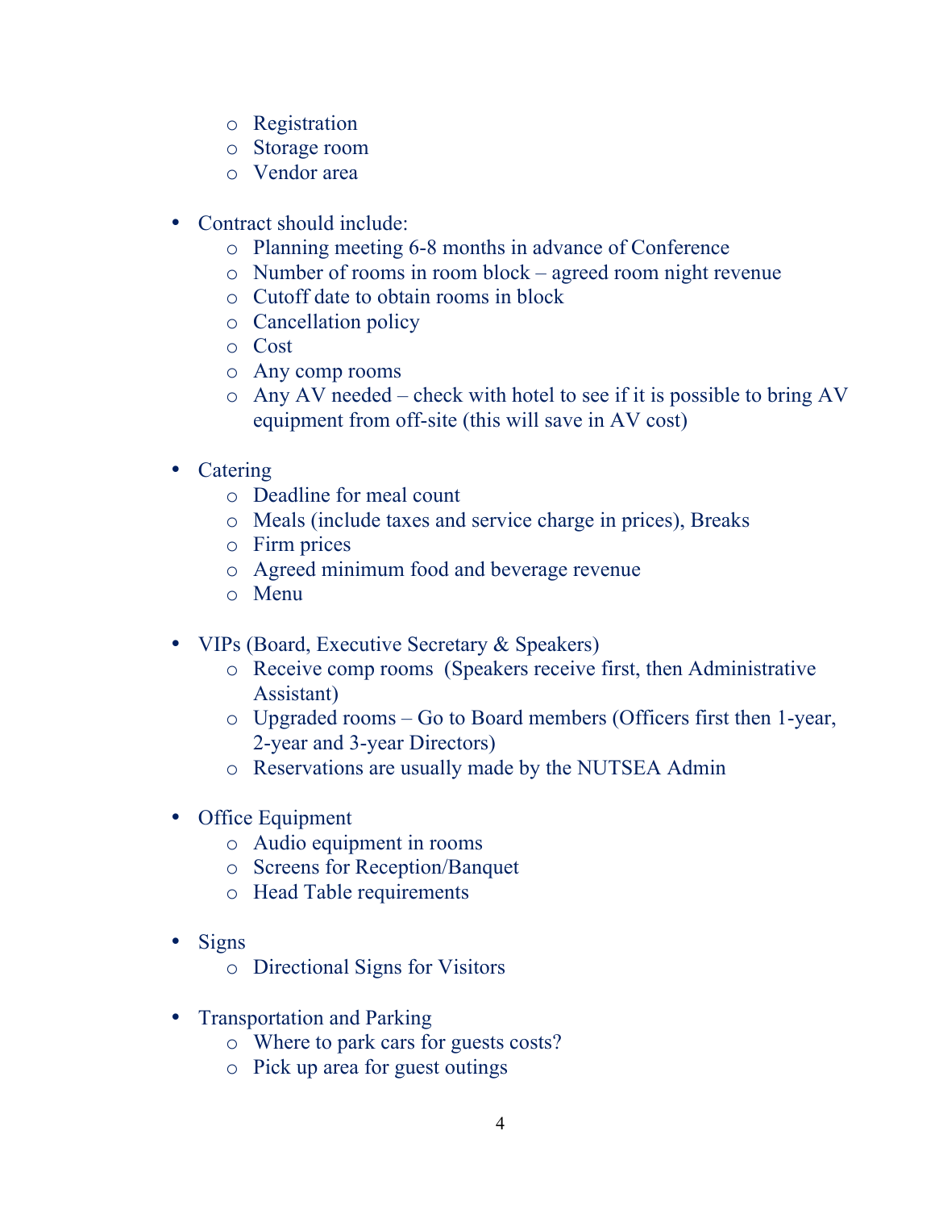- Registration
  - Storage room
  - Vendor area

- Contract should include:
  - Planning meeting 6-8 months in advance of Conference
  - Number of rooms in room block – agreed room night revenue
  - Cutoff date to obtain rooms in block
  - Cancellation policy
  - Cost
  - Any comp rooms
  - Any AV needed – check with hotel to see if it is possible to bring AV equipment from off-site (this will save in AV cost)

- Catering
  - Deadline for meal count
  - Meals (include taxes and service charge in prices), Breaks
  - Firm prices
  - Agreed minimum food and beverage revenue
  - Menu

- VIPs (Board, Executive Secretary & Speakers)
  - Receive comp rooms (Speakers receive first, then Administrative Assistant)
  - Upgraded rooms – Go to Board members (Officers first then 1-year, 2-year and 3-year Directors)
  - Reservations are usually made by the NUTSEA Admin

- Office Equipment
  - Audio equipment in rooms
  - Screens for Reception/Banquet
  - Head Table requirements

- Signs
  - Directional Signs for Visitors

- Transportation and Parking
  - Where to park cars for guests costs?
  - Pick up area for guest outings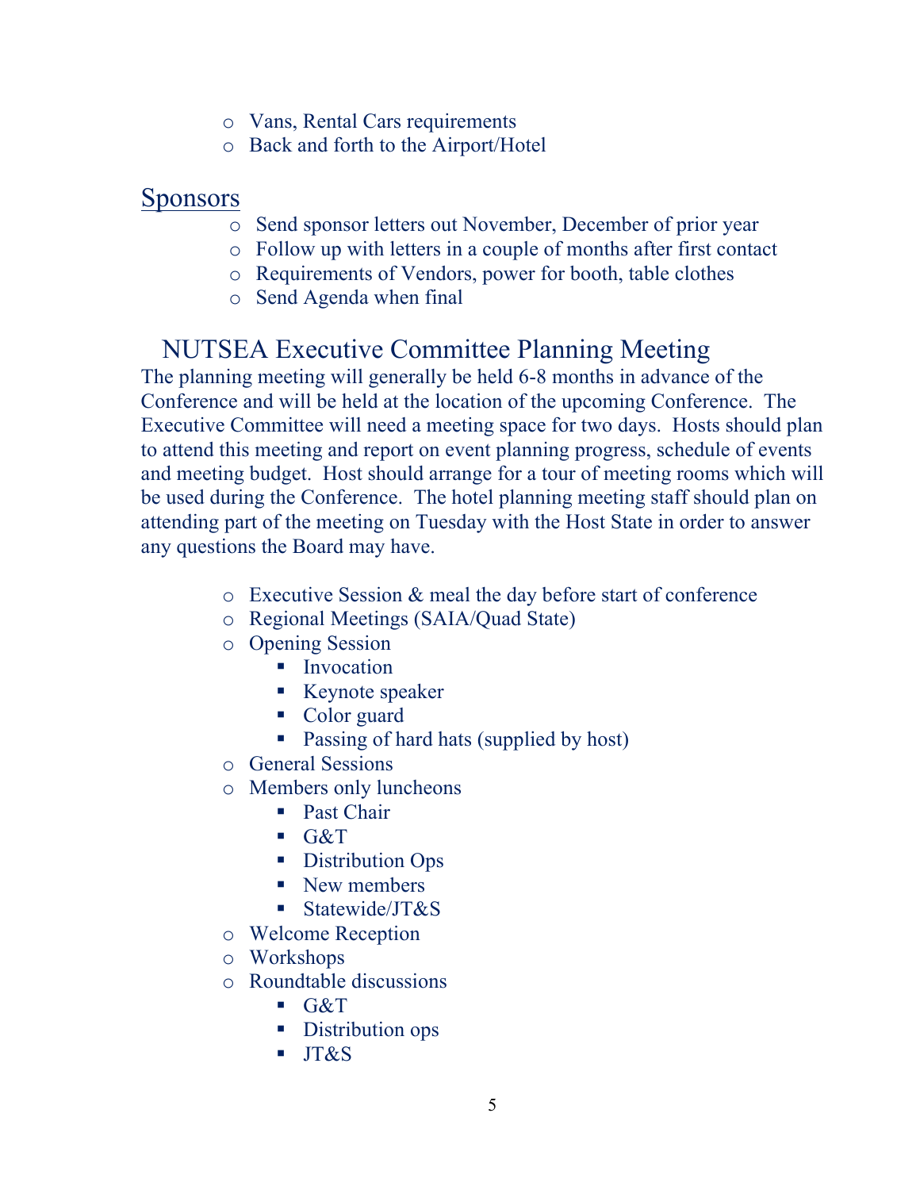- Vans, Rental Cars requirements
- Back and forth to the Airport/Hotel

## Sponsors

- Send sponsor letters out November, December of prior year
- Follow up with letters in a couple of months after first contact
- Requirements of Vendors, power for booth, table clothes
- Send Agenda when final

## NUTSEA Executive Committee Planning Meeting

The planning meeting will generally be held 6-8 months in advance of the Conference and will be held at the location of the upcoming Conference. The Executive Committee will need a meeting space for two days. Hosts should plan to attend this meeting and report on event planning progress, schedule of events and meeting budget. Host should arrange for a tour of meeting rooms which will be used during the Conference. The hotel planning meeting staff should plan on attending part of the meeting on Tuesday with the Host State in order to answer any questions the Board may have.

- Executive Session & meal the day before start of conference
- Regional Meetings (SAIA/Quad State)
- Opening Session
  - Invocation
  - Keynote speaker
  - Color guard
  - Passing of hard hats (supplied by host)
- General Sessions
- Members only luncheons
  - Past Chair
  - G&T
  - Distribution Ops
  - New members
  - Statewide/JT&S
- Welcome Reception
- Workshops
- Roundtable discussions
  - G&T
  - Distribution ops
  - JT&S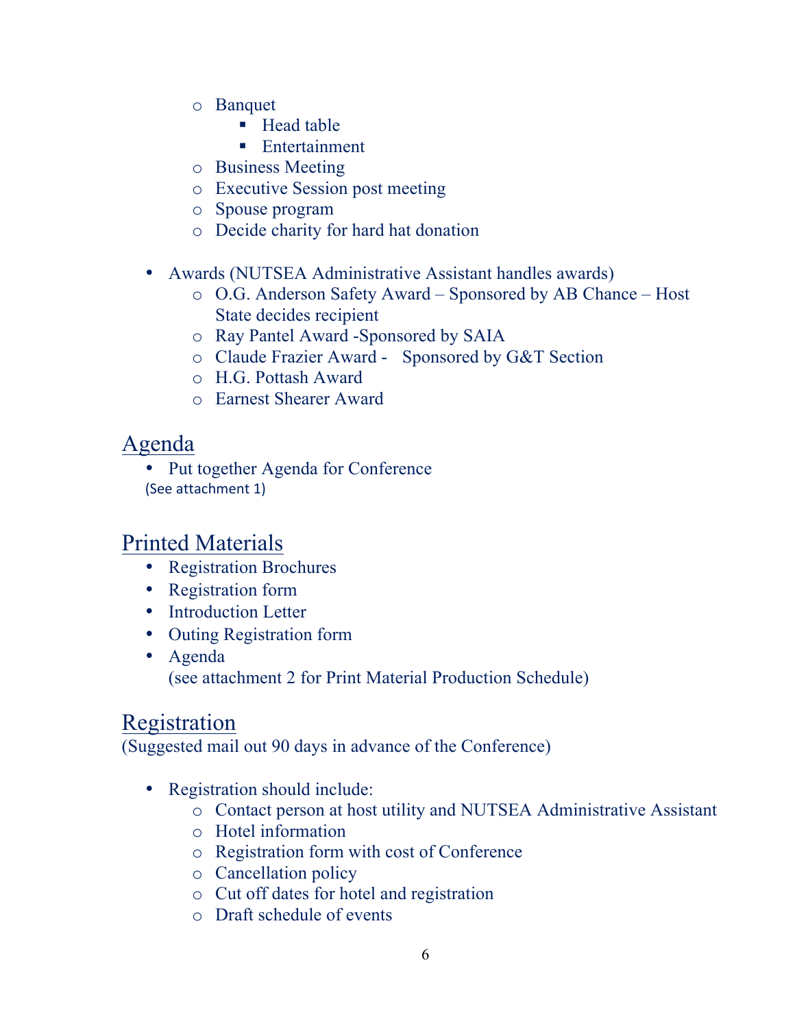- Banquet
  - Head table
  - Entertainment
- Business Meeting
- Executive Session post meeting
- Spouse program
- Decide charity for hard hat donation

- Awards (NUTSEA Administrative Assistant handles awards)
  - O.G. Anderson Safety Award – Sponsored by AB Chance – Host State decides recipient
  - Ray Pantel Award -Sponsored by SAIA
  - Claude Frazier Award - Sponsored by G&T Section
  - H.G. Pottash Award
  - Earnest Shearer Award

## Agenda

- Put together Agenda for Conference

(See attachment 1)

## Printed Materials

- Registration Brochures
- Registration form
- Introduction Letter
- Outing Registration form
- Agenda
  (see attachment 2 for Print Material Production Schedule)

## Registration

(Suggested mail out 90 days in advance of the Conference)

- Registration should include:
  - Contact person at host utility and NUTSEA Administrative Assistant
  - Hotel information
  - Registration form with cost of Conference
  - Cancellation policy
  - Cut off dates for hotel and registration
  - Draft schedule of events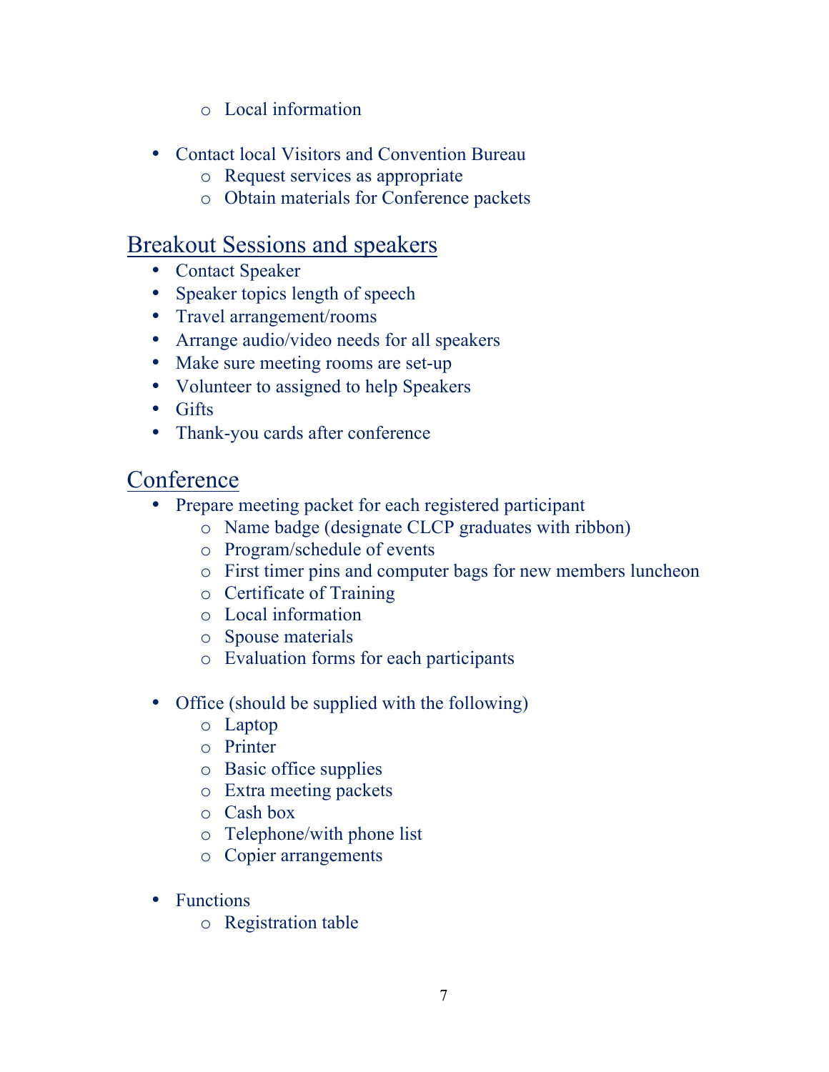- Local information

- Contact local Visitors and Convention Bureau
  - Request services as appropriate
  - Obtain materials for Conference packets

## Breakout Sessions and speakers

- Contact Speaker
- Speaker topics length of speech
- Travel arrangement/rooms
- Arrange audio/video needs for all speakers
- Make sure meeting rooms are set-up
- Volunteer to assigned to help Speakers
- Gifts
- Thank-you cards after conference

## Conference

- Prepare meeting packet for each registered participant
  - Name badge (designate CLCP graduates with ribbon)
  - Program/schedule of events
  - First timer pins and computer bags for new members luncheon
  - Certificate of Training
  - Local information
  - Spouse materials
  - Evaluation forms for each participants

- Office (should be supplied with the following)
  - Laptop
  - Printer
  - Basic office supplies
  - Extra meeting packets
  - Cash box
  - Telephone/with phone list
  - Copier arrangements

- Functions
  - Registration table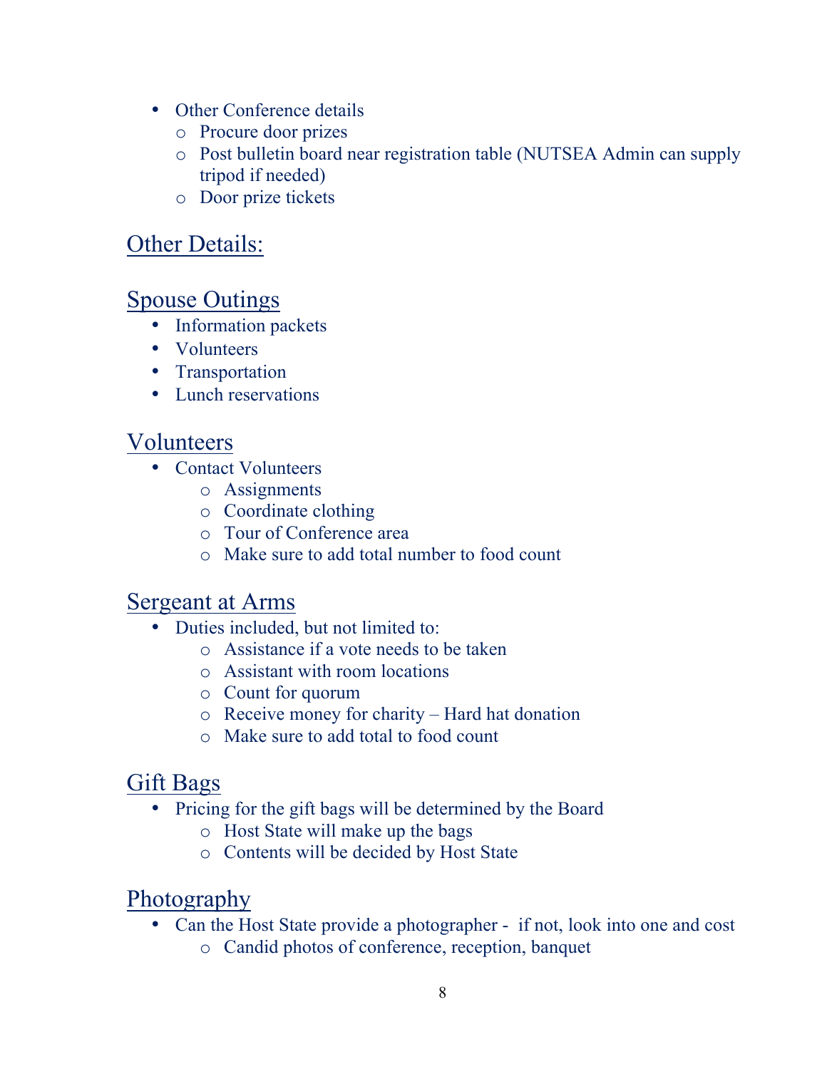- Other Conference details
  - Procure door prizes
  - Post bulletin board near registration table (NUTSEA Admin can supply tripod if needed)
  - Door prize tickets

## Other Details:

## Spouse Outings

- Information packets
- Volunteers
- Transportation
- Lunch reservations

## Volunteers

- Contact Volunteers
  - Assignments
  - Coordinate clothing
  - Tour of Conference area
  - Make sure to add total number to food count

## Sergeant at Arms

- Duties included, but not limited to:
  - Assistance if a vote needs to be taken
  - Assistant with room locations
  - Count for quorum
  - Receive money for charity – Hard hat donation
  - Make sure to add total to food count

## Gift Bags

- Pricing for the gift bags will be determined by the Board
  - Host State will make up the bags
  - Contents will be decided by Host State

## Photography

- Can the Host State provide a photographer - if not, look into one and cost
  - Candid photos of conference, reception, banquet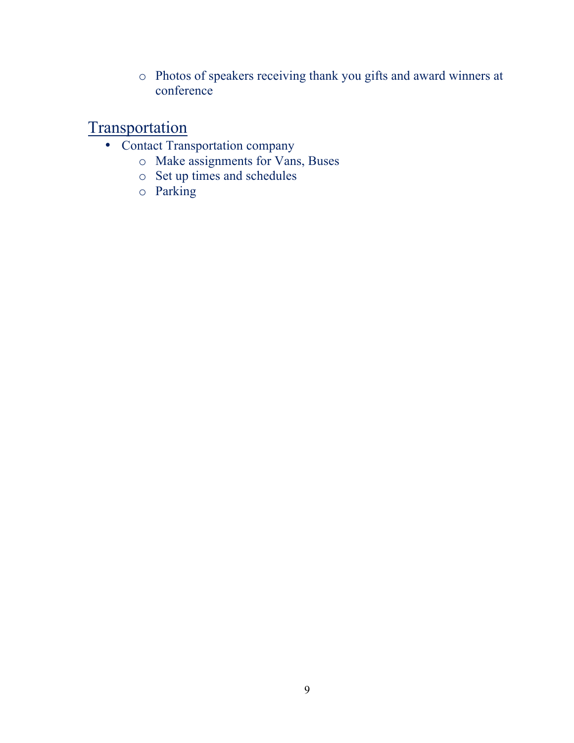- Photos of speakers receiving thank you gifts and award winners at conference

## Transportation

- Contact Transportation company
  - Make assignments for Vans, Buses
  - Set up times and schedules
  - Parking